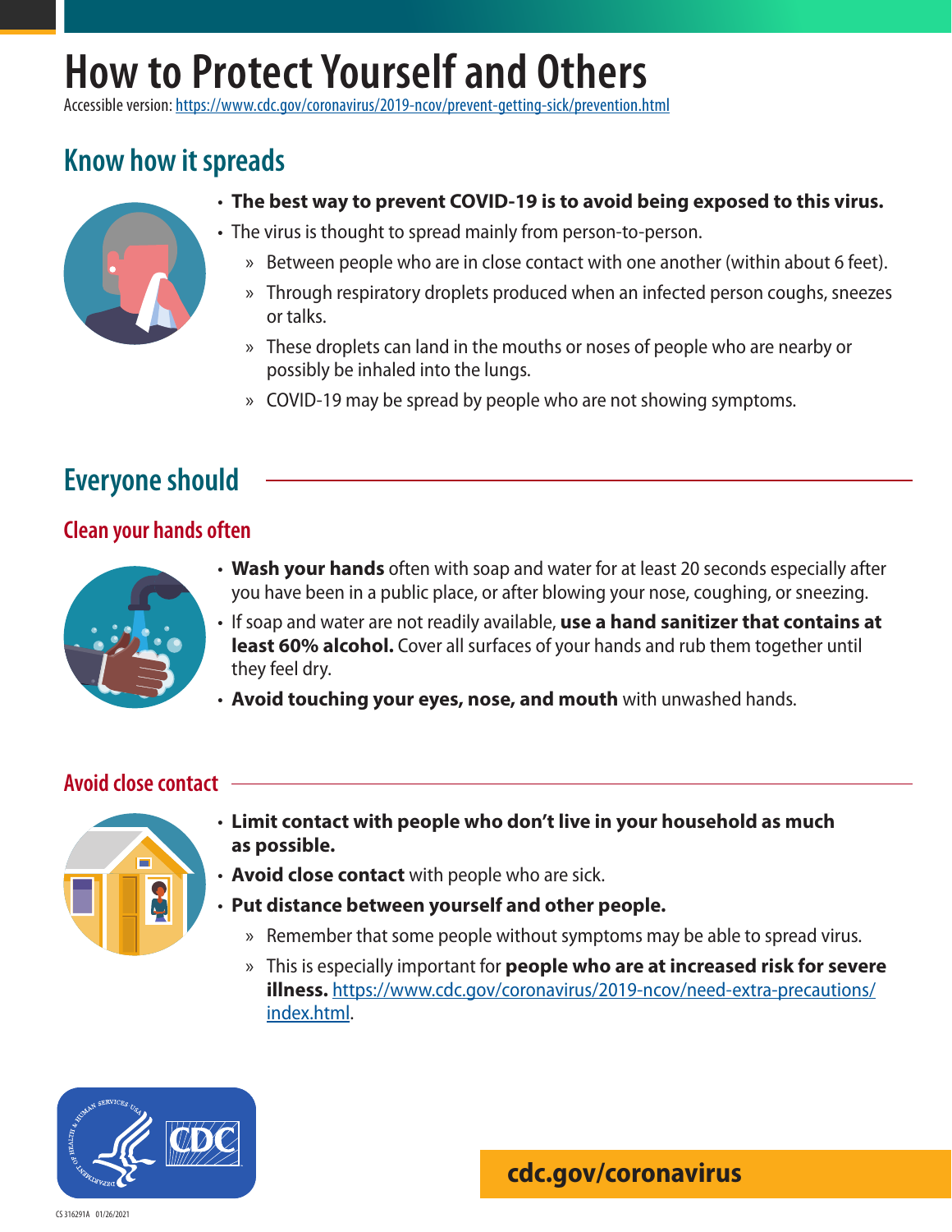# How to Protect Yourself and Others

Accessible version: https://www.cdc.gov/coronavirus/2019-ncov/prevent-getting-sick/prevention.html

## Know how it spreads

- **The best way to prevent COVID-19 is to avoid being exposed to this virus.**
- The virus is thought to spread mainly from person-to-person.
  - Between people who are in close contact with one another (within about 6 feet).
  - Through respiratory droplets produced when an infected person coughs, sneezes or talks.
  - These droplets can land in the mouths or noses of people who are nearby or possibly be inhaled into the lungs.
  - COVID-19 may be spread by people who are not showing symptoms.

## Everyone should

### Clean your hands often

- **Wash your hands** often with soap and water for at least 20 seconds especially after you have been in a public place, or after blowing your nose, coughing, or sneezing.
- If soap and water are not readily available, **use a hand sanitizer that contains at least 60% alcohol.** Cover all surfaces of your hands and rub them together until they feel dry.
- **Avoid touching your eyes, nose, and mouth** with unwashed hands.

### Avoid close contact

- **Limit contact with people who don't live in your household as much as possible.**
- **Avoid close contact** with people who are sick.
- **Put distance between yourself and other people.**
  - Remember that some people without symptoms may be able to spread virus.
  - This is especially important for **people who are at increased risk for severe illness.** https://www.cdc.gov/coronavirus/2019-ncov/need-extra-precautions/index.html.

**cdc.gov/coronavirus**

CS 316291A 01/26/2021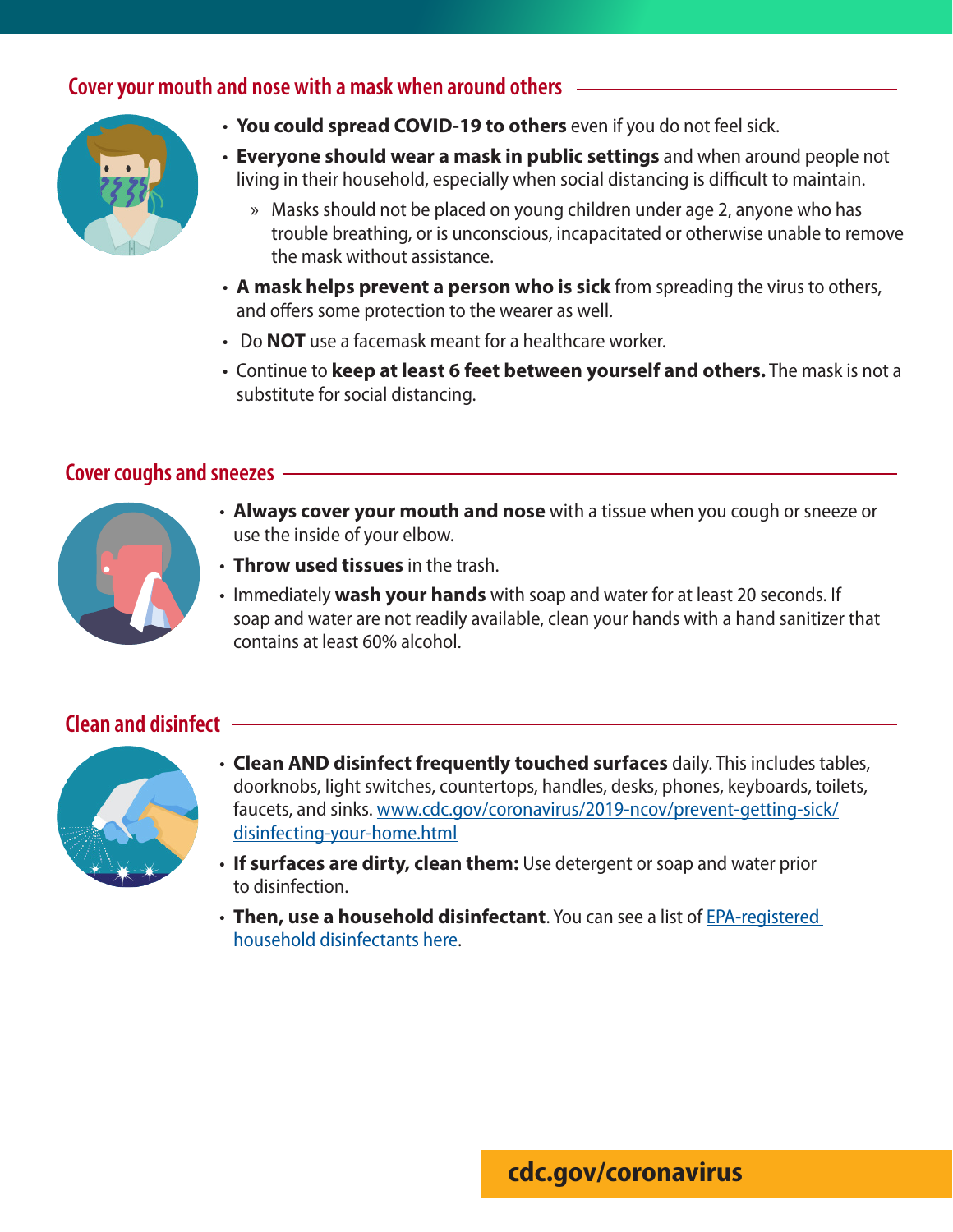## Cover your mouth and nose with a mask when around others

- **You could spread COVID-19 to others** even if you do not feel sick.
- **Everyone should wear a mask in public settings** and when around people not living in their household, especially when social distancing is difficult to maintain.
  - Masks should not be placed on young children under age 2, anyone who has trouble breathing, or is unconscious, incapacitated or otherwise unable to remove the mask without assistance.
- **A mask helps prevent a person who is sick** from spreading the virus to others, and offers some protection to the wearer as well.
- Do **NOT** use a facemask meant for a healthcare worker.
- Continue to **keep at least 6 feet between yourself and others.** The mask is not a substitute for social distancing.

## Cover coughs and sneezes

- **Always cover your mouth and nose** with a tissue when you cough or sneeze or use the inside of your elbow.
- **Throw used tissues** in the trash.
- Immediately **wash your hands** with soap and water for at least 20 seconds. If soap and water are not readily available, clean your hands with a hand sanitizer that contains at least 60% alcohol.

## Clean and disinfect

- **Clean AND disinfect frequently touched surfaces** daily. This includes tables, doorknobs, light switches, countertops, handles, desks, phones, keyboards, toilets, faucets, and sinks. www.cdc.gov/coronavirus/2019-ncov/prevent-getting-sick/disinfecting-your-home.html
- **If surfaces are dirty, clean them:** Use detergent or soap and water prior to disinfection.
- **Then, use a household disinfectant**. You can see a list of EPA-registered household disinfectants here.

**cdc.gov/coronavirus**